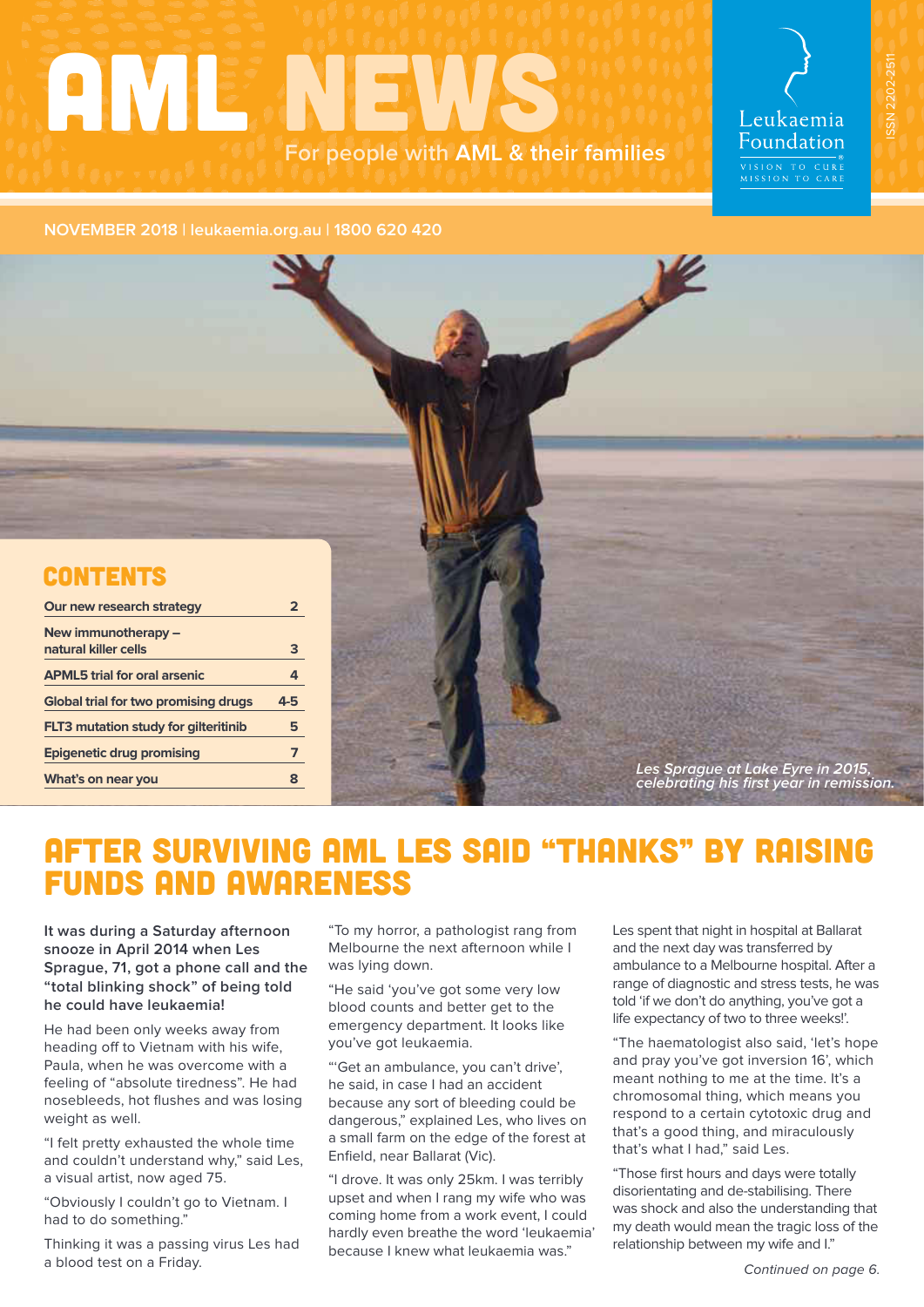# AML NEWS

For people with **AML & their families**

Leukaemia Foundation

VISION TO CURE
MISSION TO CARE

ISSN 2202-2511

**NOVEMBER 2018 | leukaemia.org.au | 1800 620 420**

## CONTENTS

| | |
|---|---|
| Our new research strategy | 2 |
| New immunotherapy – natural killer cells | 3 |
| APML5 trial for oral arsenic | 4 |
| Global trial for two promising drugs | 4-5 |
| FLT3 mutation study for gilteritinib | 5 |
| Epigenetic drug promising | 7 |
| What's on near you | 8 |

*Les Sprague at Lake Eyre in 2015, celebrating his first year in remission.*

# AFTER SURVIVING AML LES SAID "THANKS" BY RAISING FUNDS AND AWARENESS

**It was during a Saturday afternoon snooze in April 2014 when Les Sprague, 71, got a phone call and the "total blinking shock" of being told he could have leukaemia!**

He had been only weeks away from heading off to Vietnam with his wife, Paula, when he was overcome with a feeling of "absolute tiredness". He had nosebleeds, hot flushes and was losing weight as well.

"I felt pretty exhausted the whole time and couldn't understand why," said Les, a visual artist, now aged 75.

"Obviously I couldn't go to Vietnam. I had to do something."

Thinking it was a passing virus Les had a blood test on a Friday.

"To my horror, a pathologist rang from Melbourne the next afternoon while I was lying down.

"He said 'you've got some very low blood counts and better get to the emergency department. It looks like you've got leukaemia.

"'Get an ambulance, you can't drive', he said, in case I had an accident because any sort of bleeding could be dangerous," explained Les, who lives on a small farm on the edge of the forest at Enfield, near Ballarat (Vic).

"I drove. It was only 25km. I was terribly upset and when I rang my wife who was coming home from a work event, I could hardly even breathe the word 'leukaemia' because I knew what leukaemia was."

Les spent that night in hospital at Ballarat and the next day was transferred by ambulance to a Melbourne hospital. After a range of diagnostic and stress tests, he was told 'if we don't do anything, you've got a life expectancy of two to three weeks!'.

"The haematologist also said, 'let's hope and pray you've got inversion 16', which meant nothing to me at the time. It's a chromosomal thing, which means you respond to a certain cytotoxic drug and that's a good thing, and miraculously that's what I had," said Les.

"Those first hours and days were totally disorientating and de-stabilising. There was shock and also the understanding that my death would mean the tragic loss of the relationship between my wife and I."

*Continued on page 6.*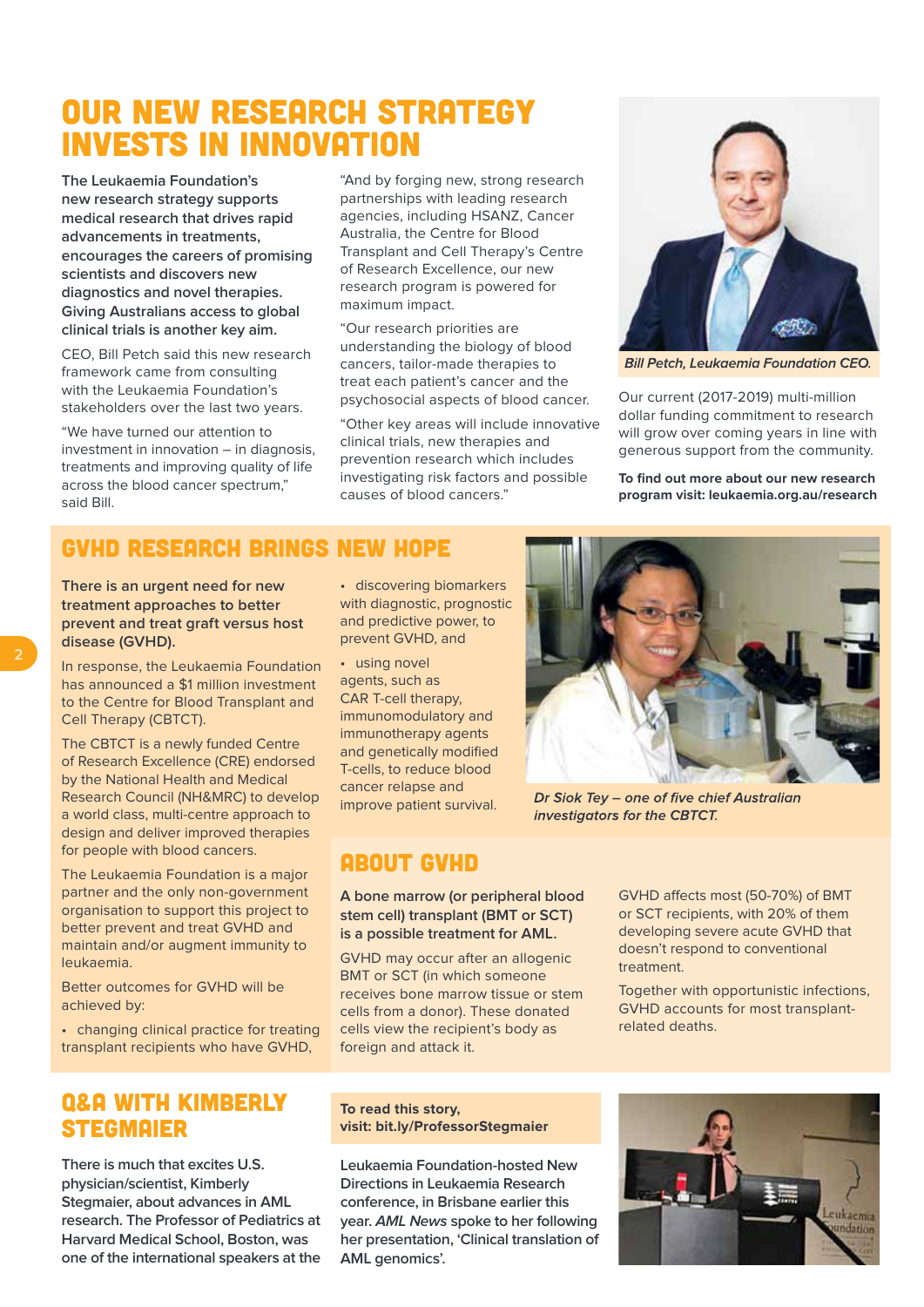# OUR NEW RESEARCH STRATEGY INVESTS IN INNOVATION

**The Leukaemia Foundation's new research strategy supports medical research that drives rapid advancements in treatments, encourages the careers of promising scientists and discovers new diagnostics and novel therapies. Giving Australians access to global clinical trials is another key aim.**

CEO, Bill Petch said this new research framework came from consulting with the Leukaemia Foundation's stakeholders over the last two years.

"We have turned our attention to investment in innovation – in diagnosis, treatments and improving quality of life across the blood cancer spectrum," said Bill.

"And by forging new, strong research partnerships with leading research agencies, including HSANZ, Cancer Australia, the Centre for Blood Transplant and Cell Therapy's Centre of Research Excellence, our new research program is powered for maximum impact.

"Our research priorities are understanding the biology of blood cancers, tailor-made therapies to treat each patient's cancer and the psychosocial aspects of blood cancer.

"Other key areas will include innovative clinical trials, new therapies and prevention research which includes investigating risk factors and possible causes of blood cancers."

*Bill Petch, Leukaemia Foundation CEO.*

Our current (2017-2019) multi-million dollar funding commitment to research will grow over coming years in line with generous support from the community.

**To find out more about our new research program visit: leukaemia.org.au/research**

## GVHD RESEARCH BRINGS NEW HOPE

**There is an urgent need for new treatment approaches to better prevent and treat graft versus host disease (GVHD).**

In response, the Leukaemia Foundation has announced a $1 million investment to the Centre for Blood Transplant and Cell Therapy (CBTCT).

The CBTCT is a newly funded Centre of Research Excellence (CRE) endorsed by the National Health and Medical Research Council (NH&MRC) to develop a world class, multi-centre approach to design and deliver improved therapies for people with blood cancers.

The Leukaemia Foundation is a major partner and the only non-government organisation to support this project to better prevent and treat GVHD and maintain and/or augment immunity to leukaemia.

Better outcomes for GVHD will be achieved by:

- changing clinical practice for treating transplant recipients who have GVHD,
- discovering biomarkers with diagnostic, prognostic and predictive power, to prevent GVHD, and
- using novel agents, such as CAR T-cell therapy, immunomodulatory and immunotherapy agents and genetically modified T-cells, to reduce blood cancer relapse and improve patient survival.

*Dr Siok Tey – one of five chief Australian investigators for the CBTCT.*

### ABOUT GVHD

**A bone marrow (or peripheral blood stem cell) transplant (BMT or SCT) is a possible treatment for AML.**

GVHD may occur after an allogenic BMT or SCT (in which someone receives bone marrow tissue or stem cells from a donor). These donated cells view the recipient's body as foreign and attack it.

GVHD affects most (50-70%) of BMT or SCT recipients, with 20% of them developing severe acute GVHD that doesn't respond to conventional treatment.

Together with opportunistic infections, GVHD accounts for most transplant-related deaths.

## Q&A WITH KIMBERLY STEGMAIER

**There is much that excites U.S. physician/scientist, Kimberly Stegmaier, about advances in AML research. The Professor of Pediatrics at Harvard Medical School, Boston, was one of the international speakers at the Leukaemia Foundation-hosted New Directions in Leukaemia Research conference, in Brisbane earlier this year. *AML News* spoke to her following her presentation, 'Clinical translation of AML genomics'.**

**To read this story, visit: bit.ly/ProfessorStegmaier**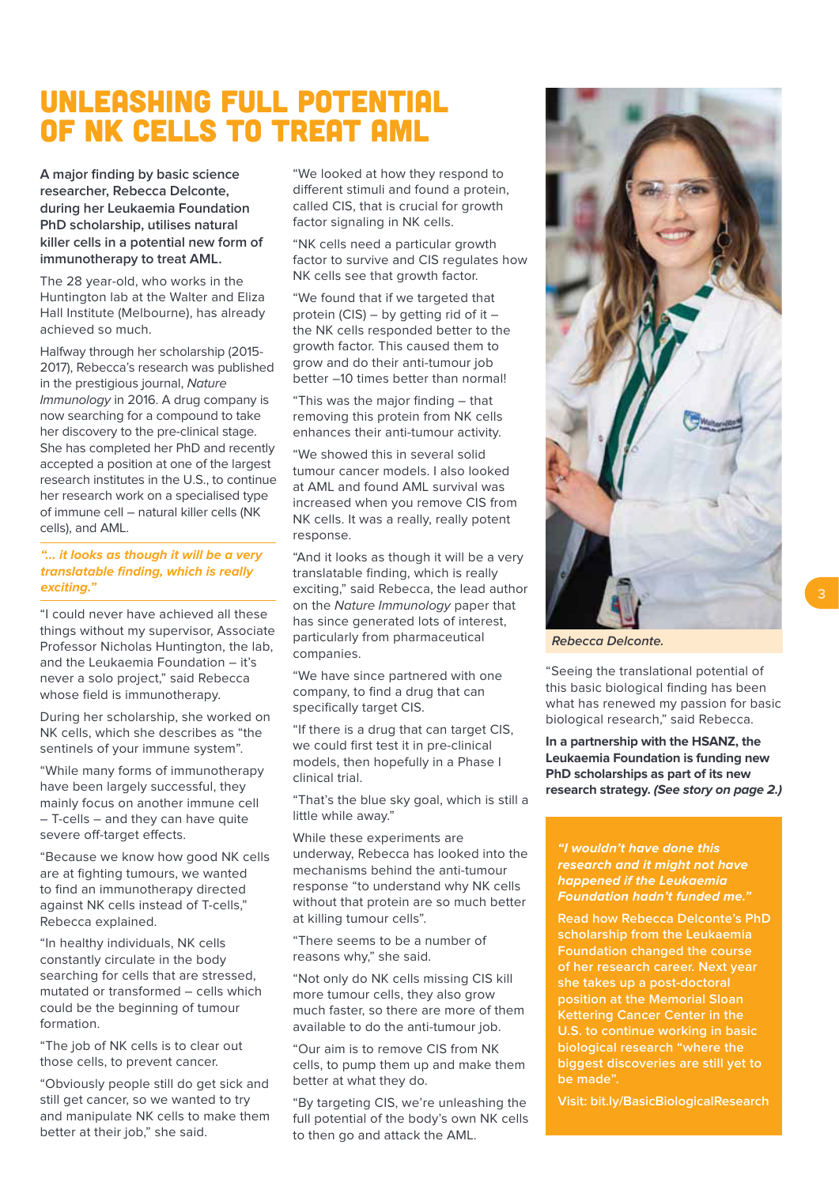# UNLEASHING FULL POTENTIAL OF NK CELLS TO TREAT AML

**A major finding by basic science researcher, Rebecca Delconte, during her Leukaemia Foundation PhD scholarship, utilises natural killer cells in a potential new form of immunotherapy to treat AML.**

The 28 year-old, who works in the Huntington lab at the Walter and Eliza Hall Institute (Melbourne), has already achieved so much.

Halfway through her scholarship (2015-2017), Rebecca's research was published in the prestigious journal, *Nature Immunology* in 2016. A drug company is now searching for a compound to take her discovery to the pre-clinical stage. She has completed her PhD and recently accepted a position at one of the largest research institutes in the U.S., to continue her research work on a specialised type of immune cell – natural killer cells (NK cells), and AML.

*"... it looks as though it will be a very translatable finding, which is really exciting."*

"I could never have achieved all these things without my supervisor, Associate Professor Nicholas Huntington, the lab, and the Leukaemia Foundation – it's never a solo project," said Rebecca whose field is immunotherapy.

During her scholarship, she worked on NK cells, which she describes as "the sentinels of your immune system".

"While many forms of immunotherapy have been largely successful, they mainly focus on another immune cell – T-cells – and they can have quite severe off-target effects.

"Because we know how good NK cells are at fighting tumours, we wanted to find an immunotherapy directed against NK cells instead of T-cells," Rebecca explained.

"In healthy individuals, NK cells constantly circulate in the body searching for cells that are stressed, mutated or transformed – cells which could be the beginning of tumour formation.

"The job of NK cells is to clear out those cells, to prevent cancer.

"Obviously people still do get sick and still get cancer, so we wanted to try and manipulate NK cells to make them better at their job," she said.

"We looked at how they respond to different stimuli and found a protein, called CIS, that is crucial for growth factor signaling in NK cells.

"NK cells need a particular growth factor to survive and CIS regulates how NK cells see that growth factor.

"We found that if we targeted that protein (CIS) – by getting rid of it – the NK cells responded better to the growth factor. This caused them to grow and do their anti-tumour job better –10 times better than normal!

"This was the major finding – that removing this protein from NK cells enhances their anti-tumour activity.

"We showed this in several solid tumour cancer models. I also looked at AML and found AML survival was increased when you remove CIS from NK cells. It was a really, really potent response.

"And it looks as though it will be a very translatable finding, which is really exciting," said Rebecca, the lead author on the *Nature Immunology* paper that has since generated lots of interest, particularly from pharmaceutical companies.

"We have since partnered with one company, to find a drug that can specifically target CIS.

"If there is a drug that can target CIS, we could first test it in pre-clinical models, then hopefully in a Phase I clinical trial.

"That's the blue sky goal, which is still a little while away."

While these experiments are underway, Rebecca has looked into the mechanisms behind the anti-tumour response "to understand why NK cells without that protein are so much better at killing tumour cells".

"There seems to be a number of reasons why," she said.

"Not only do NK cells missing CIS kill more tumour cells, they also grow much faster, so there are more of them available to do the anti-tumour job.

"Our aim is to remove CIS from NK cells, to pump them up and make them better at what they do.

"By targeting CIS, we're unleashing the full potential of the body's own NK cells to then go and attack the AML.

*Rebecca Delconte.*

"Seeing the translational potential of this basic biological finding has been what has renewed my passion for basic biological research," said Rebecca.

**In a partnership with the HSANZ, the Leukaemia Foundation is funding new PhD scholarships as part of its new research strategy. *(See story on page 2.)***

***"I wouldn't have done this research and it might not have happened if the Leukaemia Foundation hadn't funded me."***

**Read how Rebecca Delconte's PhD scholarship from the Leukaemia Foundation changed the course of her research career. Next year she takes up a post-doctoral position at the Memorial Sloan Kettering Cancer Center in the U.S. to continue working in basic biological research "where the biggest discoveries are still yet to be made".**

**Visit: bit.ly/BasicBiologicalResearch**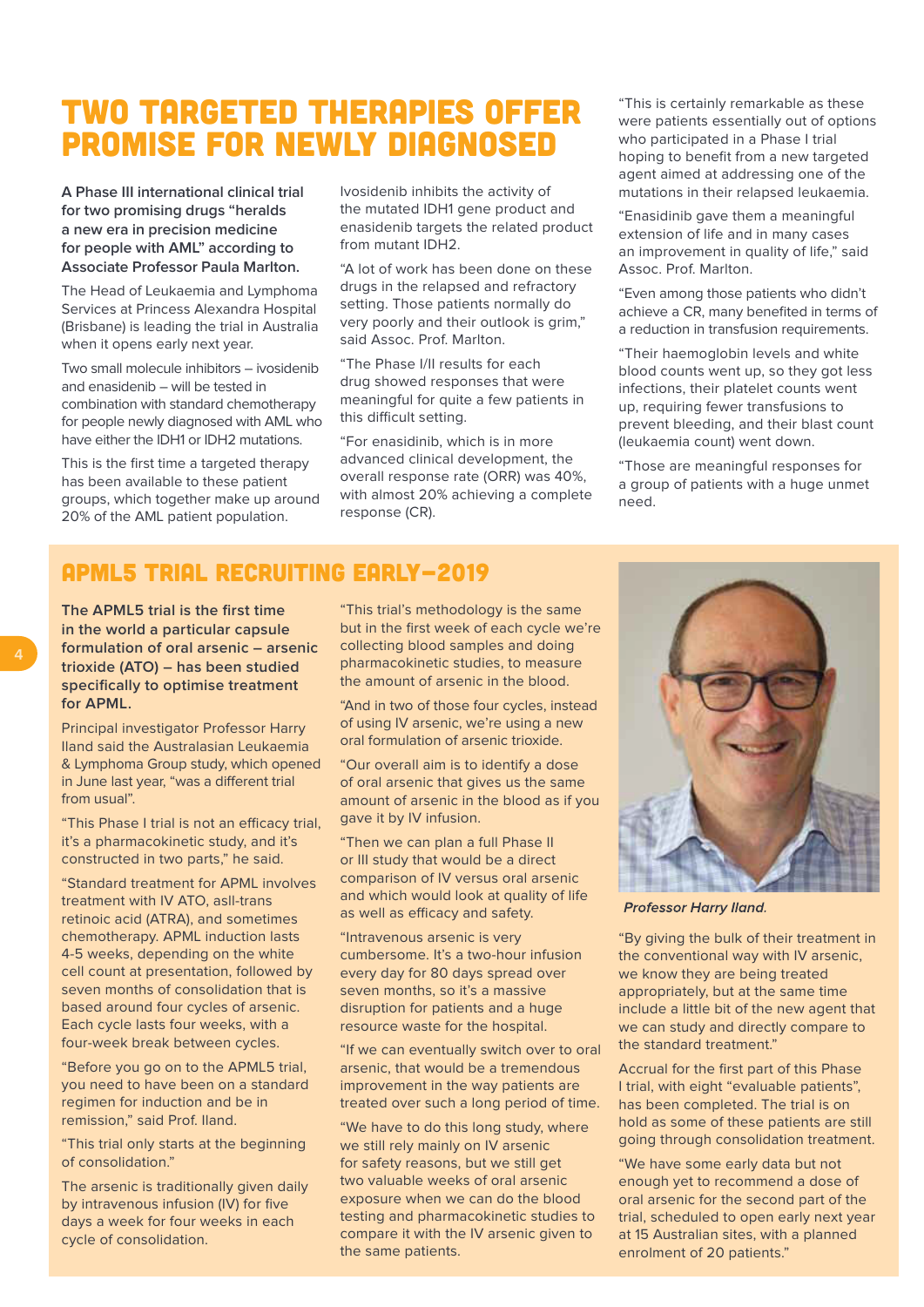# TWO TARGETED THERAPIES OFFER PROMISE FOR NEWLY DIAGNOSED

**A Phase III international clinical trial for two promising drugs "heralds a new era in precision medicine for people with AML" according to Associate Professor Paula Marlton.**

The Head of Leukaemia and Lymphoma Services at Princess Alexandra Hospital (Brisbane) is leading the trial in Australia when it opens early next year.

Two small molecule inhibitors – ivosidenib and enasidenib – will be tested in combination with standard chemotherapy for people newly diagnosed with AML who have either the IDH1 or IDH2 mutations.

This is the first time a targeted therapy has been available to these patient groups, which together make up around 20% of the AML patient population.

Ivosidenib inhibits the activity of the mutated IDH1 gene product and enasidenib targets the related product from mutant IDH2.

"A lot of work has been done on these drugs in the relapsed and refractory setting. Those patients normally do very poorly and their outlook is grim," said Assoc. Prof. Marlton.

"The Phase I/II results for each drug showed responses that were meaningful for quite a few patients in this difficult setting.

"For enasidinib, which is in more advanced clinical development, the overall response rate (ORR) was 40%, with almost 20% achieving a complete response (CR).

"This is certainly remarkable as these were patients essentially out of options who participated in a Phase I trial hoping to benefit from a new targeted agent aimed at addressing one of the mutations in their relapsed leukaemia.

"Enasidinib gave them a meaningful extension of life and in many cases an improvement in quality of life," said Assoc. Prof. Marlton.

"Even among those patients who didn't achieve a CR, many benefited in terms of a reduction in transfusion requirements.

"Their haemoglobin levels and white blood counts went up, so they got less infections, their platelet counts went up, requiring fewer transfusions to prevent bleeding, and their blast count (leukaemia count) went down.

"Those are meaningful responses for a group of patients with a huge unmet need.

## APML5 TRIAL RECRUITING EARLY-2019

**The APML5 trial is the first time in the world a particular capsule formulation of oral arsenic – arsenic trioxide (ATO) – has been studied specifically to optimise treatment for APML.**

Principal investigator Professor Harry Iland said the Australasian Leukaemia & Lymphoma Group study, which opened in June last year, "was a different trial from usual".

"This Phase I trial is not an efficacy trial, it's a pharmacokinetic study, and it's constructed in two parts," he said.

"Standard treatment for APML involves treatment with IV ATO, asll-trans retinoic acid (ATRA), and sometimes chemotherapy. APML induction lasts 4-5 weeks, depending on the white cell count at presentation, followed by seven months of consolidation that is based around four cycles of arsenic. Each cycle lasts four weeks, with a four-week break between cycles.

"Before you go on to the APML5 trial, you need to have been on a standard regimen for induction and be in remission," said Prof. Iland.

"This trial only starts at the beginning of consolidation."

The arsenic is traditionally given daily by intravenous infusion (IV) for five days a week for four weeks in each cycle of consolidation.

"This trial's methodology is the same but in the first week of each cycle we're collecting blood samples and doing pharmacokinetic studies, to measure the amount of arsenic in the blood.

"And in two of those four cycles, instead of using IV arsenic, we're using a new oral formulation of arsenic trioxide.

"Our overall aim is to identify a dose of oral arsenic that gives us the same amount of arsenic in the blood as if you gave it by IV infusion.

"Then we can plan a full Phase II or III study that would be a direct comparison of IV versus oral arsenic and which would look at quality of life as well as efficacy and safety.

"Intravenous arsenic is very cumbersome. It's a two-hour infusion every day for 80 days spread over seven months, so it's a massive disruption for patients and a huge resource waste for the hospital.

"If we can eventually switch over to oral arsenic, that would be a tremendous improvement in the way patients are treated over such a long period of time.

"We have to do this long study, where we still rely mainly on IV arsenic for safety reasons, but we still get two valuable weeks of oral arsenic exposure when we can do the blood testing and pharmacokinetic studies to compare it with the IV arsenic given to the same patients.

*Professor Harry Iland.*

"By giving the bulk of their treatment in the conventional way with IV arsenic, we know they are being treated appropriately, but at the same time include a little bit of the new agent that we can study and directly compare to the standard treatment."

Accrual for the first part of this Phase I trial, with eight "evaluable patients", has been completed. The trial is on hold as some of these patients are still going through consolidation treatment.

"We have some early data but not enough yet to recommend a dose of oral arsenic for the second part of the trial, scheduled to open early next year at 15 Australian sites, with a planned enrolment of 20 patients."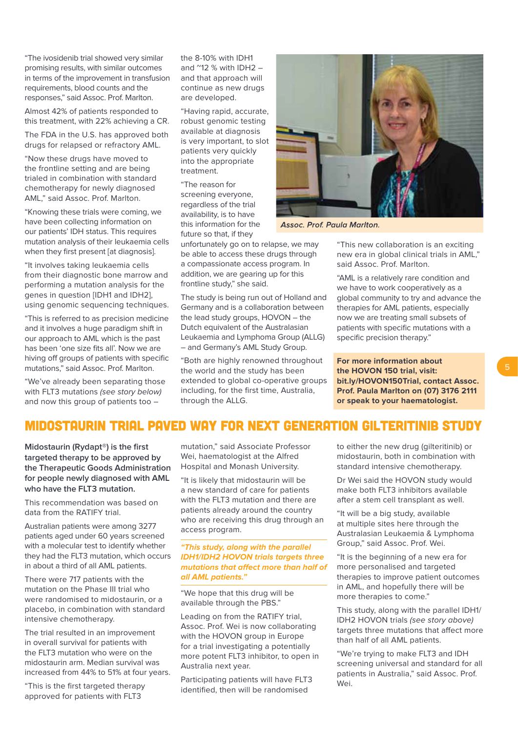"The ivosidenib trial showed very similar promising results, with similar outcomes in terms of the improvement in transfusion requirements, blood counts and the responses," said Assoc. Prof. Marlton.

Almost 42% of patients responded to this treatment, with 22% achieving a CR.

The FDA in the U.S. has approved both drugs for relapsed or refractory AML.

"Now these drugs have moved to the frontline setting and are being trialed in combination with standard chemotherapy for newly diagnosed AML," said Assoc. Prof. Marlton.

"Knowing these trials were coming, we have been collecting information on our patients' IDH status. This requires mutation analysis of their leukaemia cells when they first present [at diagnosis].

"It involves taking leukaemia cells from their diagnostic bone marrow and performing a mutation analysis for the genes in question [IDH1 and IDH2], using genomic sequencing techniques.

"This is referred to as precision medicine and it involves a huge paradigm shift in our approach to AML which is the past has been 'one size fits all'. Now we are hiving off groups of patients with specific mutations," said Assoc. Prof. Marlton.

"We've already been separating those with FLT3 mutations *(see story below)* and now this group of patients too – the 8-10% with IDH1 and ~12 % with IDH2 – and that approach will continue as new drugs are developed.

"Having rapid, accurate, robust genomic testing available at diagnosis is very important, to slot patients very quickly into the appropriate treatment.

"The reason for screening everyone, regardless of the trial availability, is to have this information for the future so that, if they unfortunately go on to relapse, we may be able to access these drugs through a compassionate access program. In addition, we are gearing up for this frontline study," she said.

*Assoc. Prof. Paula Marlton.*

The study is being run out of Holland and Germany and is a collaboration between the lead study groups, HOVON – the Dutch equivalent of the Australasian Leukaemia and Lymphoma Group (ALLG) – and Germany's AML Study Group.

"Both are highly renowned throughout the world and the study has been extended to global co-operative groups including, for the first time, Australia, through the ALLG.

"This new collaboration is an exciting new era in global clinical trials in AML," said Assoc. Prof. Marlton.

"AML is a relatively rare condition and we have to work cooperatively as a global community to try and advance the therapies for AML patients, especially now we are treating small subsets of patients with specific mutations with a specific precision therapy."

**For more information about the HOVON 150 trial, visit: bit.ly/HOVON150Trial, contact Assoc. Prof. Paula Marlton on (07) 3176 2111 or speak to your haematologist.**

## MIDOSTAURIN TRIAL PAVED WAY FOR NEXT GENERATION GILTERITINIB STUDY

**Midostaurin (Rydapt®) is the first targeted therapy to be approved by the Therapeutic Goods Administration for people newly diagnosed with AML who have the FLT3 mutation.**

This recommendation was based on data from the RATIFY trial.

Australian patients were among 3277 patients aged under 60 years screened with a molecular test to identify whether they had the FLT3 mutation, which occurs in about a third of all AML patients.

There were 717 patients with the mutation on the Phase III trial who were randomised to midostaurin, or a placebo, in combination with standard intensive chemotherapy.

The trial resulted in an improvement in overall survival for patients with the FLT3 mutation who were on the midostaurin arm. Median survival was increased from 44% to 51% at four years.

"This is the first targeted therapy approved for patients with FLT3 mutation," said Associate Professor Wei, haematologist at the Alfred Hospital and Monash University.

"It is likely that midostaurin will be a new standard of care for patients with the FLT3 mutation and there are patients already around the country who are receiving this drug through an access program.

*"This study, along with the parallel IDH1/IDH2 HOVON trials targets three mutations that affect more than half of all AML patients."*

"We hope that this drug will be available through the PBS."

Leading on from the RATIFY trial, Assoc. Prof. Wei is now collaborating with the HOVON group in Europe for a trial investigating a potentially more potent FLT3 inhibitor, to open in Australia next year.

Participating patients will have FLT3 identified, then will be randomised to either the new drug (gilteritinib) or midostaurin, both in combination with standard intensive chemotherapy.

Dr Wei said the HOVON study would make both FLT3 inhibitors available after a stem cell transplant as well.

"It will be a big study, available at multiple sites here through the Australasian Leukaemia & Lymphoma Group," said Assoc. Prof. Wei.

"It is the beginning of a new era for more personalised and targeted therapies to improve patient outcomes in AML, and hopefully there will be more therapies to come."

This study, along with the parallel IDH1/IDH2 HOVON trials *(see story above)* targets three mutations that affect more than half of all AML patients.

"We're trying to make FLT3 and IDH screening universal and standard for all patients in Australia," said Assoc. Prof. Wei.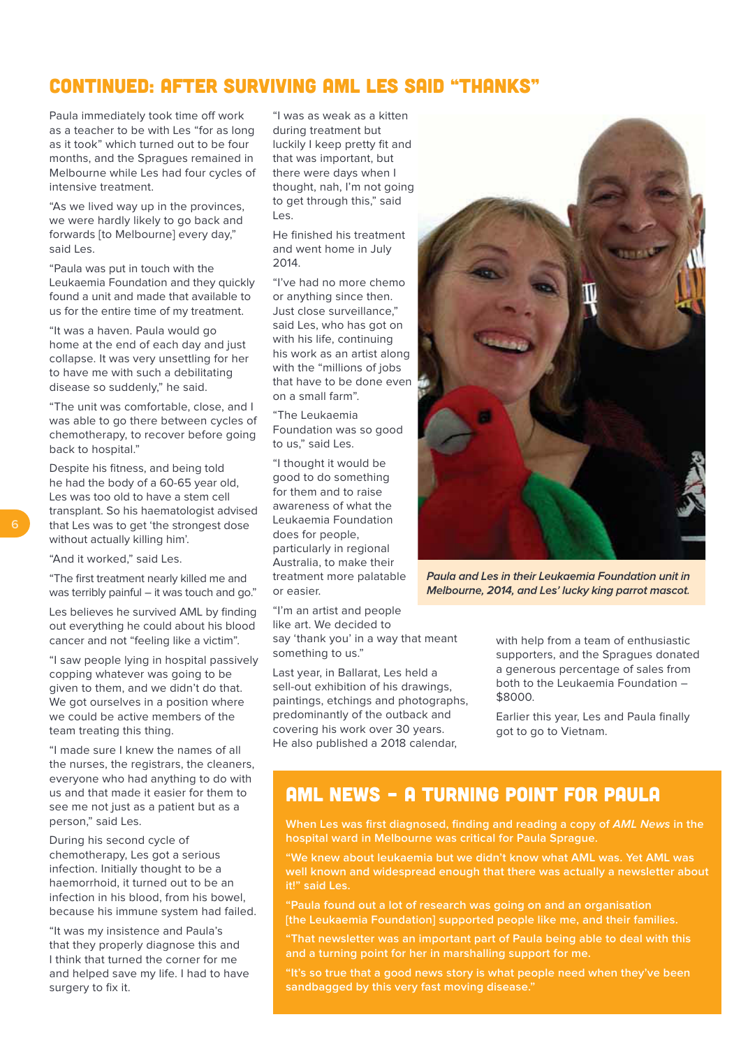## CONTINUED: AFTER SURVIVING AML LES SAID "THANKS"

Paula immediately took time off work as a teacher to be with Les "for as long as it took" which turned out to be four months, and the Spragues remained in Melbourne while Les had four cycles of intensive treatment.

"As we lived way up in the provinces, we were hardly likely to go back and forwards [to Melbourne] every day," said Les.

"Paula was put in touch with the Leukaemia Foundation and they quickly found a unit and made that available to us for the entire time of my treatment.

"It was a haven. Paula would go home at the end of each day and just collapse. It was very unsettling for her to have me with such a debilitating disease so suddenly," he said.

"The unit was comfortable, close, and I was able to go there between cycles of chemotherapy, to recover before going back to hospital."

Despite his fitness, and being told he had the body of a 60-65 year old, Les was too old to have a stem cell transplant. So his haematologist advised that Les was to get 'the strongest dose without actually killing him'.

"And it worked," said Les.

"The first treatment nearly killed me and was terribly painful – it was touch and go."

Les believes he survived AML by finding out everything he could about his blood cancer and not "feeling like a victim".

"I saw people lying in hospital passively copping whatever was going to be given to them, and we didn't do that. We got ourselves in a position where we could be active members of the team treating this thing.

"I made sure I knew the names of all the nurses, the registrars, the cleaners, everyone who had anything to do with us and that made it easier for them to see me not just as a patient but as a person," said Les.

During his second cycle of chemotherapy, Les got a serious infection. Initially thought to be a haemorrhoid, it turned out to be an infection in his blood, from his bowel, because his immune system had failed.

"It was my insistence and Paula's that they properly diagnose this and I think that turned the corner for me and helped save my life. I had to have surgery to fix it.

"I was as weak as a kitten during treatment but luckily I keep pretty fit and that was important, but there were days when I thought, nah, I'm not going to get through this," said Les.

He finished his treatment and went home in July 2014.

"I've had no more chemo or anything since then. Just close surveillance," said Les, who has got on with his life, continuing his work as an artist along with the "millions of jobs that have to be done even on a small farm".

"The Leukaemia Foundation was so good to us," said Les.

"I thought it would be good to do something for them and to raise awareness of what the Leukaemia Foundation does for people, particularly in regional Australia, to make their treatment more palatable or easier.

"I'm an artist and people like art. We decided to say 'thank you' in a way that meant something to us."

Last year, in Ballarat, Les held a sell-out exhibition of his drawings, paintings, etchings and photographs, predominantly of the outback and covering his work over 30 years. He also published a 2018 calendar, with help from a team of enthusiastic supporters, and the Spragues donated a generous percentage of sales from both to the Leukaemia Foundation – $8000.

Earlier this year, Les and Paula finally got to go to Vietnam.

*Paula and Les in their Leukaemia Foundation unit in Melbourne, 2014, and Les' lucky king parrot mascot.*

## AML NEWS – A TURNING POINT FOR PAULA

**When Les was first diagnosed, finding and reading a copy of *AML News* in the hospital ward in Melbourne was critical for Paula Sprague.**

**"We knew about leukaemia but we didn't know what AML was. Yet AML was well known and widespread enough that there was actually a newsletter about it!" said Les.**

**"Paula found out a lot of research was going on and an organisation [the Leukaemia Foundation] supported people like me, and their families.**

**"That newsletter was an important part of Paula being able to deal with this and a turning point for her in marshalling support for me.**

**"It's so true that a good news story is what people need when they've been sandbagged by this very fast moving disease."**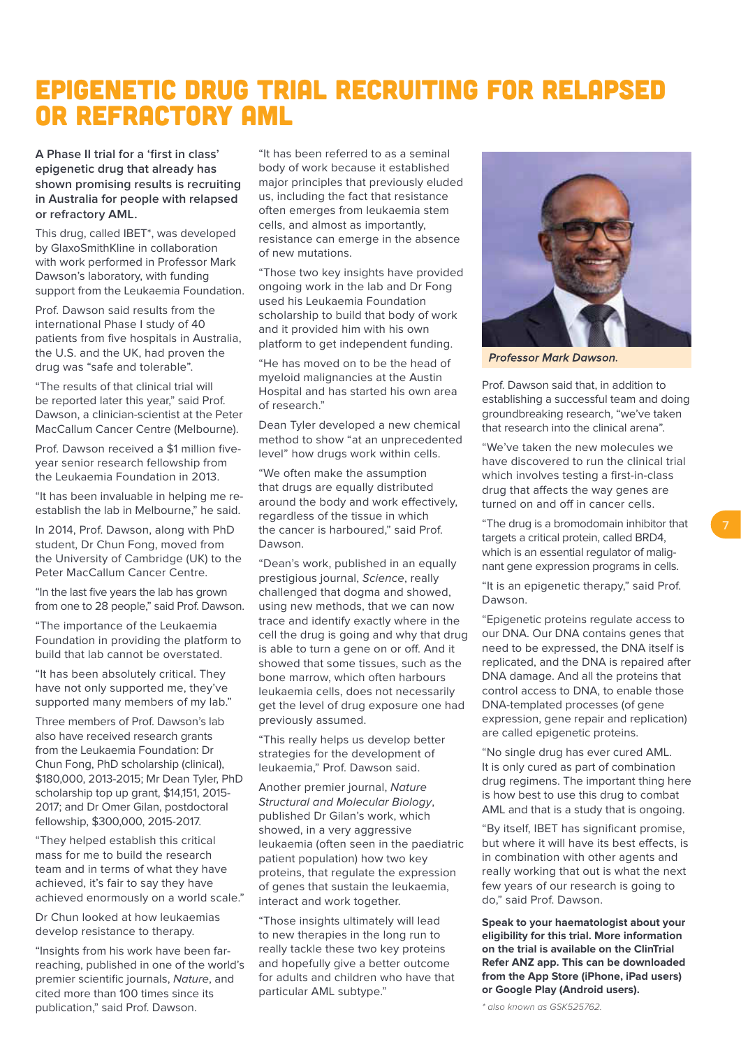# EPIGENETIC DRUG TRIAL RECRUITING FOR RELAPSED OR REFRACTORY AML

**A Phase II trial for a 'first in class' epigenetic drug that already has shown promising results is recruiting in Australia for people with relapsed or refractory AML.**

This drug, called IBET*, was developed by GlaxoSmithKline in collaboration with work performed in Professor Mark Dawson's laboratory, with funding support from the Leukaemia Foundation.

Prof. Dawson said results from the international Phase I study of 40 patients from five hospitals in Australia, the U.S. and the UK, had proven the drug was "safe and tolerable".

"The results of that clinical trial will be reported later this year," said Prof. Dawson, a clinician-scientist at the Peter MacCallum Cancer Centre (Melbourne).

Prof. Dawson received a $1 million five-year senior research fellowship from the Leukaemia Foundation in 2013.

"It has been invaluable in helping me re-establish the lab in Melbourne," he said.

In 2014, Prof. Dawson, along with PhD student, Dr Chun Fong, moved from the University of Cambridge (UK) to the Peter MacCallum Cancer Centre.

"In the last five years the lab has grown from one to 28 people," said Prof. Dawson.

"The importance of the Leukaemia Foundation in providing the platform to build that lab cannot be overstated.

"It has been absolutely critical. They have not only supported me, they've supported many members of my lab."

Three members of Prof. Dawson's lab also have received research grants from the Leukaemia Foundation: Dr Chun Fong, PhD scholarship (clinical), $180,000, 2013-2015; Mr Dean Tyler, PhD scholarship top up grant, $14,151, 2015-2017; and Dr Omer Gilan, postdoctoral fellowship, $300,000, 2015-2017.

"They helped establish this critical mass for me to build the research team and in terms of what they have achieved, it's fair to say they have achieved enormously on a world scale."

Dr Chun looked at how leukaemias develop resistance to therapy.

"Insights from his work have been far-reaching, published in one of the world's premier scientific journals, *Nature*, and cited more than 100 times since its publication," said Prof. Dawson.

"It has been referred to as a seminal body of work because it established major principles that previously eluded us, including the fact that resistance often emerges from leukaemia stem cells, and almost as importantly, resistance can emerge in the absence of new mutations.

"Those two key insights have provided ongoing work in the lab and Dr Fong used his Leukaemia Foundation scholarship to build that body of work and it provided him with his own platform to get independent funding.

"He has moved on to be the head of myeloid malignancies at the Austin Hospital and has started his own area of research."

Dean Tyler developed a new chemical method to show "at an unprecedented level" how drugs work within cells.

"We often make the assumption that drugs are equally distributed around the body and work effectively, regardless of the tissue in which the cancer is harboured," said Prof. Dawson.

"Dean's work, published in an equally prestigious journal, *Science*, really challenged that dogma and showed, using new methods, that we can now trace and identify exactly where in the cell the drug is going and why that drug is able to turn a gene on or off. And it showed that some tissues, such as the bone marrow, which often harbours leukaemia cells, does not necessarily get the level of drug exposure one had previously assumed.

"This really helps us develop better strategies for the development of leukaemia," Prof. Dawson said.

Another premier journal, *Nature Structural and Molecular Biology*, published Dr Gilan's work, which showed, in a very aggressive leukaemia (often seen in the paediatric patient population) how two key proteins, that regulate the expression of genes that sustain the leukaemia, interact and work together.

"Those insights ultimately will lead to new therapies in the long run to really tackle these two key proteins and hopefully give a better outcome for adults and children who have that particular AML subtype."

***Professor Mark Dawson.***

Prof. Dawson said that, in addition to establishing a successful team and doing groundbreaking research, "we've taken that research into the clinical arena".

"We've taken the new molecules we have discovered to run the clinical trial which involves testing a first-in-class drug that affects the way genes are turned on and off in cancer cells.

"The drug is a bromodomain inhibitor that targets a critical protein, called BRD4, which is an essential regulator of malignant gene expression programs in cells.

"It is an epigenetic therapy," said Prof. Dawson.

"Epigenetic proteins regulate access to our DNA. Our DNA contains genes that need to be expressed, the DNA itself is replicated, and the DNA is repaired after DNA damage. And all the proteins that control access to DNA, to enable those DNA-templated processes (of gene expression, gene repair and replication) are called epigenetic proteins.

"No single drug has ever cured AML. It is only cured as part of combination drug regimens. The important thing here is how best to use this drug to combat AML and that is a study that is ongoing.

"By itself, IBET has significant promise, but where it will have its best effects, is in combination with other agents and really working that out is what the next few years of our research is going to do," said Prof. Dawson.

**Speak to your haematologist about your eligibility for this trial. More information on the trial is available on the ClinTrial Refer ANZ app. This can be downloaded from the App Store (iPhone, iPad users) or Google Play (Android users).**

*\* also known as GSK525762.*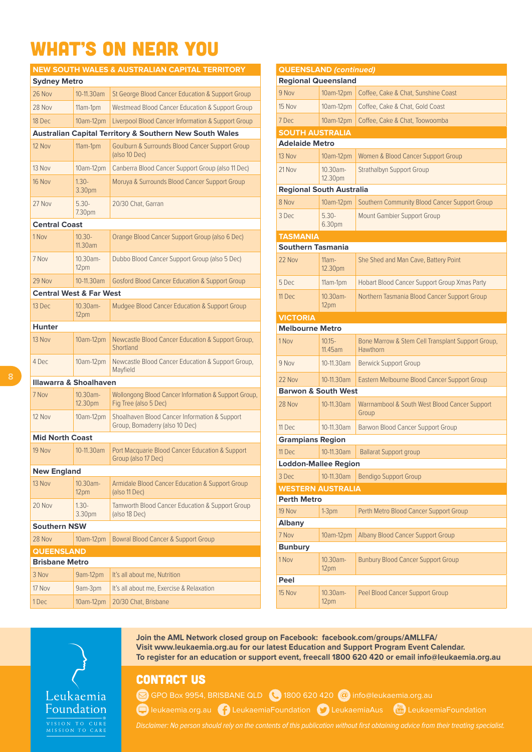# WHAT'S ON NEAR YOU

## NEW SOUTH WALES & AUSTRALIAN CAPITAL TERRITORY

| | | |
|---|---|---|
| **Sydney Metro** | | |
| 26 Nov | 10-11.30am | St George Blood Cancer Education & Support Group |
| 28 Nov | 11am-1pm | Westmead Blood Cancer Education & Support Group |
| 18 Dec | 10am-12pm | Liverpool Blood Cancer Information & Support Group |
| **Australian Capital Territory & Southern New South Wales** | | |
| 12 Nov | 11am-1pm | Goulburn & Surrounds Blood Cancer Support Group (also 10 Dec) |
| 13 Nov | 10am-12pm | Canberra Blood Cancer Support Group (also 11 Dec) |
| 16 Nov | 1.30-3.30pm | Moruya & Surrounds Blood Cancer Support Group |
| 27 Nov | 5.30-7.30pm | 20/30 Chat, Garran |
| **Central Coast** | | |
| 1 Nov | 10.30-11.30am | Orange Blood Cancer Support Group (also 6 Dec) |
| 7 Nov | 10.30am-12pm | Dubbo Blood Cancer Support Group (also 5 Dec) |
| 29 Nov | 10-11.30am | Gosford Blood Cancer Education & Support Group |
| **Central West & Far West** | | |
| 13 Dec | 10.30am-12pm | Mudgee Blood Cancer Education & Support Group |
| **Hunter** | | |
| 13 Nov | 10am-12pm | Newcastle Blood Cancer Education & Support Group, Shortland |
| 4 Dec | 10am-12pm | Newcastle Blood Cancer Education & Support Group, Mayfield |
| **Illawarra & Shoalhaven** | | |
| 7 Nov | 10.30am-12.30pm | Wollongong Blood Cancer Information & Support Group, Fig Tree (also 5 Dec) |
| 12 Nov | 10am-12pm | Shoalhaven Blood Cancer Information & Support Group, Bomaderry (also 10 Dec) |
| **Mid North Coast** | | |
| 19 Nov | 10-11.30am | Port Macquarie Blood Cancer Education & Support Group (also 17 Dec) |
| **New England** | | |
| 13 Nov | 10.30am-12pm | Armidale Blood Cancer Education & Support Group (also 11 Dec) |
| 20 Nov | 1.30-3.30pm | Tamworth Blood Cancer Education & Support Group (also 18 Dec) |
| **Southern NSW** | | |
| 28 Nov | 10am-12pm | Bowral Blood Cancer & Support Group |

## QUEENSLAND

| | | |
|---|---|---|
| **Brisbane Metro** | | |
| 3 Nov | 9am-12pm | It's all about me, Nutrition |
| 17 Nov | 9am-3pm | It's all about me, Exercise & Relaxation |
| 1 Dec | 10am-12pm | 20/30 Chat, Brisbane |
| **Regional Queensland** | | |
| 9 Nov | 10am-12pm | Coffee, Cake & Chat, Sunshine Coast |
| 15 Nov | 10am-12pm | Coffee, Cake & Chat, Gold Coast |
| 7 Dec | 10am-12pm | Coffee, Cake & Chat, Toowoomba |

## SOUTH AUSTRALIA

| | | |
|---|---|---|
| **Adelaide Metro** | | |
| 13 Nov | 10am-12pm | Women & Blood Cancer Support Group |
| 21 Nov | 10.30am-12.30pm | Strathalbyn Support Group |
| **Regional South Australia** | | |
| 8 Nov | 10am-12pm | Southern Community Blood Cancer Support Group |
| 3 Dec | 5.30-6.30pm | Mount Gambier Support Group |

## TASMANIA

| | | |
|---|---|---|
| **Southern Tasmania** | | |
| 22 Nov | 11am-12.30pm | She Shed and Man Cave, Battery Point |
| 5 Dec | 11am-1pm | Hobart Blood Cancer Support Group Xmas Party |
| 11 Dec | 10.30am-12pm | Northern Tasmania Blood Cancer Support Group |

## VICTORIA

| | | |
|---|---|---|
| **Melbourne Metro** | | |
| 1 Nov | 10.15-11.45am | Bone Marrow & Stem Cell Transplant Support Group, Hawthorn |
| 9 Nov | 10-11.30am | Berwick Support Group |
| 22 Nov | 10-11.30am | Eastern Melbourne Blood Cancer Support Group |
| **Barwon & South West** | | |
| 28 Nov | 10-11.30am | Warrnambool & South West Blood Cancer Support Group |
| 11 Dec | 10-11.30am | Barwon Blood Cancer Support Group |
| **Grampians Region** | | |
| 11 Dec | 10-11.30am | Ballarat Support group |
| **Loddon-Mallee Region** | | |
| 3 Dec | 10-11.30am | Bendigo Support Group |

## WESTERN AUSTRALIA

| | | |
|---|---|---|
| **Perth Metro** | | |
| 19 Nov | 1-3pm | Perth Metro Blood Cancer Support Group |
| **Albany** | | |
| 7 Nov | 10am-12pm | Albany Blood Cancer Support Group |
| **Bunbury** | | |
| 1 Nov | 10.30am-12pm | Bunbury Blood Cancer Support Group |
| **Peel** | | |
| 15 Nov | 10.30am-12pm | Peel Blood Cancer Support Group |

**Join the AML Network closed group on Facebook: facebook.com/groups/AMLLFA/**
**Visit www.leukaemia.org.au for our latest Education and Support Program Event Calendar.**
**To register for an education or support event, freecall 1800 620 420 or email info@leukaemia.org.au**

Leukaemia Foundation
VISION TO CURE
MISSION TO CARE

## CONTACT US

GPO Box 9954, BRISBANE QLD | 1800 620 420 | info@leukaemia.org.au

leukaemia.org.au | LeukaemiaFoundation | LeukaemiaAus | LeukaemiaFoundation

*Disclaimer: No person should rely on the contents of this publication without first obtaining advice from their treating specialist.*